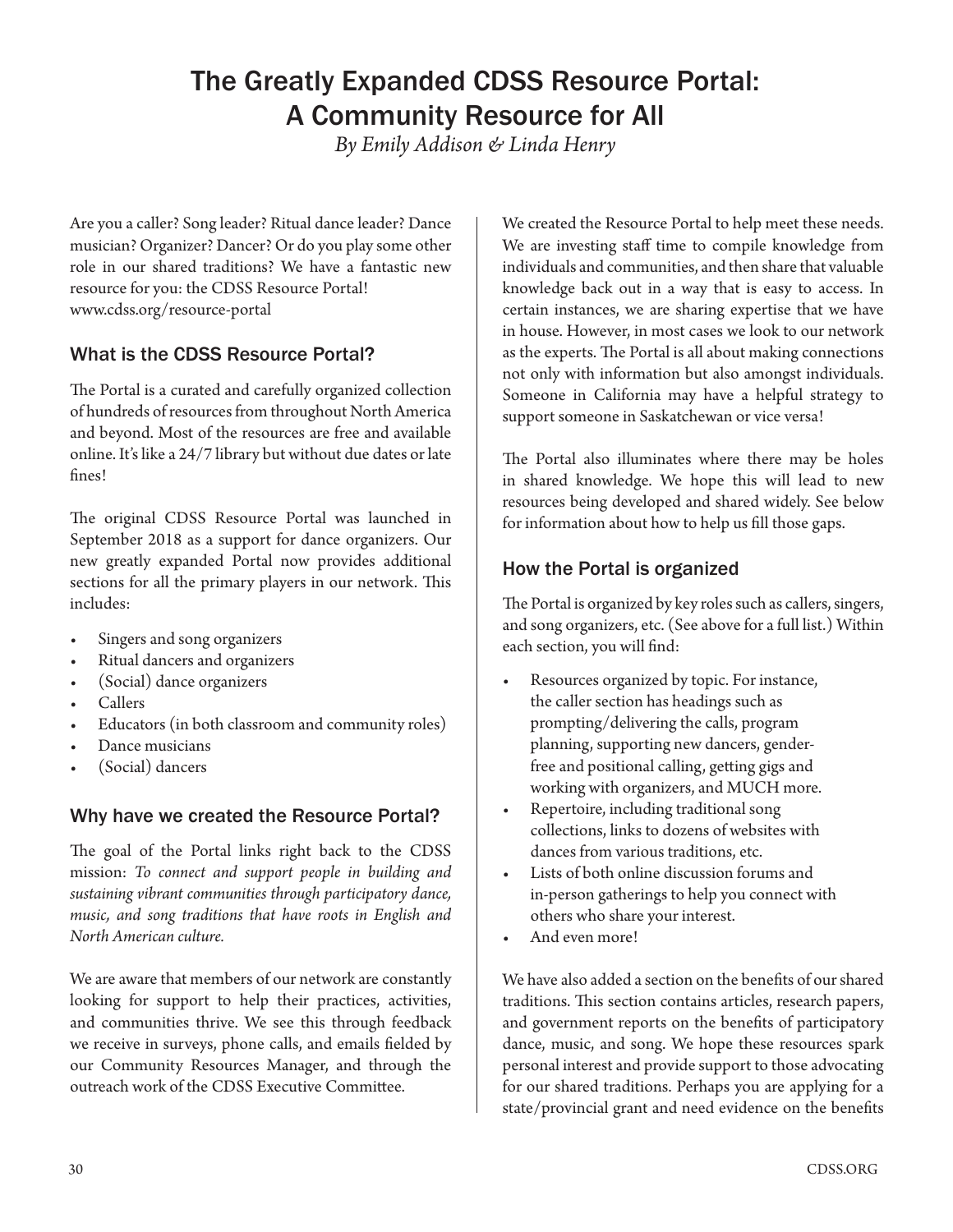# The Greatly Expanded CDSS Resource Portal: A Community Resource for All

*By Emily Addison & Linda Henry*

Are you a caller? Song leader? Ritual dance leader? Dance musician? Organizer? Dancer? Or do you play some other role in our shared traditions? We have a fantastic new resource for you: the CDSS Resource Portal! www.cdss.org/resource-portal

## What is the CDSS Resource Portal?

The Portal is a curated and carefully organized collection of hundreds of resources from throughout North America and beyond. Most of the resources are free and available online. It's like a 24/7 library but without due dates or late fines!

The original CDSS Resource Portal was launched in September 2018 as a support for dance organizers. Our new greatly expanded Portal now provides additional sections for all the primary players in our network. This includes:

- Singers and song organizers
- Ritual dancers and organizers
- (Social) dance organizers
- Callers
- Educators (in both classroom and community roles)
- Dance musicians
- (Social) dancers

## Why have we created the Resource Portal?

The goal of the Portal links right back to the CDSS mission: *To connect and support people in building and sustaining vibrant communities through participatory dance, music, and song traditions that have roots in English and North American culture.*

We are aware that members of our network are constantly looking for support to help their practices, activities, and communities thrive. We see this through feedback we receive in surveys, phone calls, and emails fielded by our Community Resources Manager, and through the outreach work of the CDSS Executive Committee.

We created the Resource Portal to help meet these needs. We are investing staff time to compile knowledge from individuals and communities, and then share that valuable knowledge back out in a way that is easy to access. In certain instances, we are sharing expertise that we have in house. However, in most cases we look to our network as the experts. The Portal is all about making connections not only with information but also amongst individuals. Someone in California may have a helpful strategy to support someone in Saskatchewan or vice versa!

The Portal also illuminates where there may be holes in shared knowledge. We hope this will lead to new resources being developed and shared widely. See below for information about how to help us fill those gaps.

## How the Portal is organized

The Portal is organized by key roles such as callers, singers, and song organizers, etc. (See above for a full list.) Within each section, you will find:

- Resources organized by topic. For instance, the caller section has headings such as prompting/delivering the calls, program planning, supporting new dancers, gender-free and positional calling, getting gigs and working with organizers, and MUCH more.
- Repertoire, including traditional song collections, links to dozens of websites with dances from various traditions, etc.
- Lists of both online discussion forums and in-person gatherings to help you connect with others who share your interest.
- And even more!

We have also added a section on the benefits of our shared traditions. This section contains articles, research papers, and government reports on the benefits of participatory dance, music, and song. We hope these resources spark personal interest and provide support to those advocating for our shared traditions. Perhaps you are applying for a state/provincial grant and need evidence on the benefits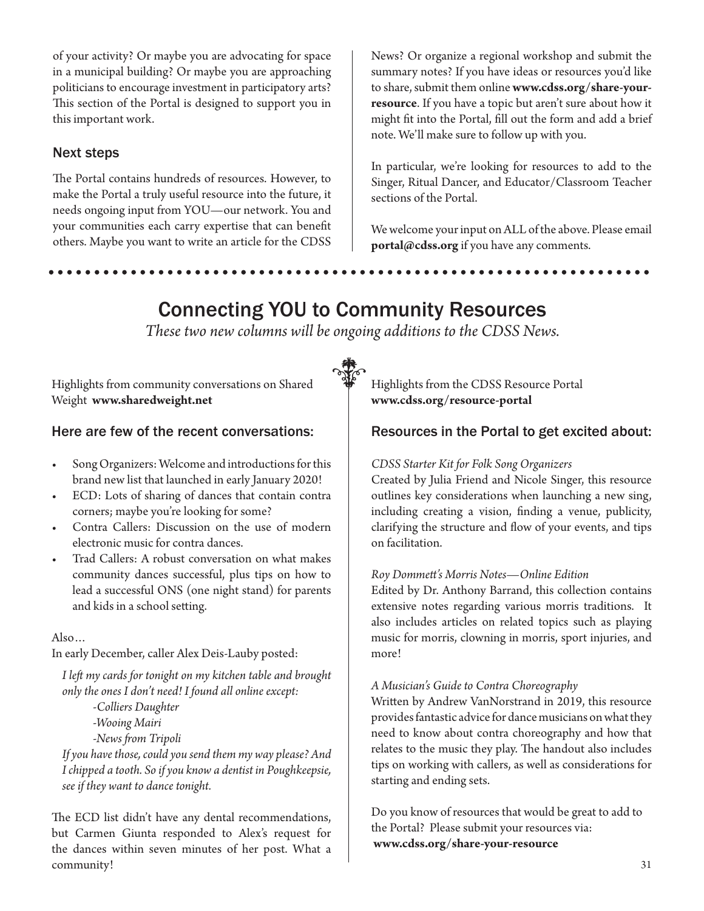of your activity? Or maybe you are advocating for space in a municipal building? Or maybe you are approaching politicians to encourage investment in participatory arts? This section of the Portal is designed to support you in this important work.

### Next steps

The Portal contains hundreds of resources. However, to make the Portal a truly useful resource into the future, it needs ongoing input from YOU—our network. You and your communities each carry expertise that can benefit others. Maybe you want to write an article for the CDSS News? Or organize a regional workshop and submit the summary notes? If you have ideas or resources you'd like to share, submit them online **www.cdss.org/share-your-resource**. If you have a topic but aren't sure about how it might fit into the Portal, fill out the form and add a brief note. We'll make sure to follow up with you.

In particular, we're looking for resources to add to the Singer, Ritual Dancer, and Educator/Classroom Teacher sections of the Portal.

We welcome your input on ALL of the above. Please email **portal@cdss.org** if you have any comments.

## Connecting YOU to Community Resources

*These two new columns will be ongoing additions to the CDSS News.*

Highlights from community conversations on Shared Weight **www.sharedweight.net**

### Here are few of the recent conversations:

- Song Organizers: Welcome and introductions for this brand new list that launched in early January 2020!
- ECD: Lots of sharing of dances that contain contra corners; maybe you're looking for some?
- Contra Callers: Discussion on the use of modern electronic music for contra dances.
- Trad Callers: A robust conversation on what makes community dances successful, plus tips on how to lead a successful ONS (one night stand) for parents and kids in a school setting.

Also…
In early December, caller Alex Deis-Lauby posted:

> *I left my cards for tonight on my kitchen table and brought only the ones I don't need! I found all online except:*
>
> *-Colliers Daughter*
> *-Wooing Mairi*
> *-News from Tripoli*
>
> *If you have those, could you send them my way please? And I chipped a tooth. So if you know a dentist in Poughkeepsie, see if they want to dance tonight.*

The ECD list didn't have any dental recommendations, but Carmen Giunta responded to Alex's request for the dances within seven minutes of her post. What a community!

Highlights from the CDSS Resource Portal **www.cdss.org/resource-portal**

### Resources in the Portal to get excited about:

*CDSS Starter Kit for Folk Song Organizers*
Created by Julia Friend and Nicole Singer, this resource outlines key considerations when launching a new sing, including creating a vision, finding a venue, publicity, clarifying the structure and flow of your events, and tips on facilitation.

*Roy Dommett's Morris Notes—Online Edition*
Edited by Dr. Anthony Barrand, this collection contains extensive notes regarding various morris traditions. It also includes articles on related topics such as playing music for morris, clowning in morris, sport injuries, and more!

*A Musician's Guide to Contra Choreography*
Written by Andrew VanNorstrand in 2019, this resource provides fantastic advice for dance musicians on what they need to know about contra choreography and how that relates to the music they play. The handout also includes tips on working with callers, as well as considerations for starting and ending sets.

Do you know of resources that would be great to add to the Portal? Please submit your resources via:
**www.cdss.org/share-your-resource**